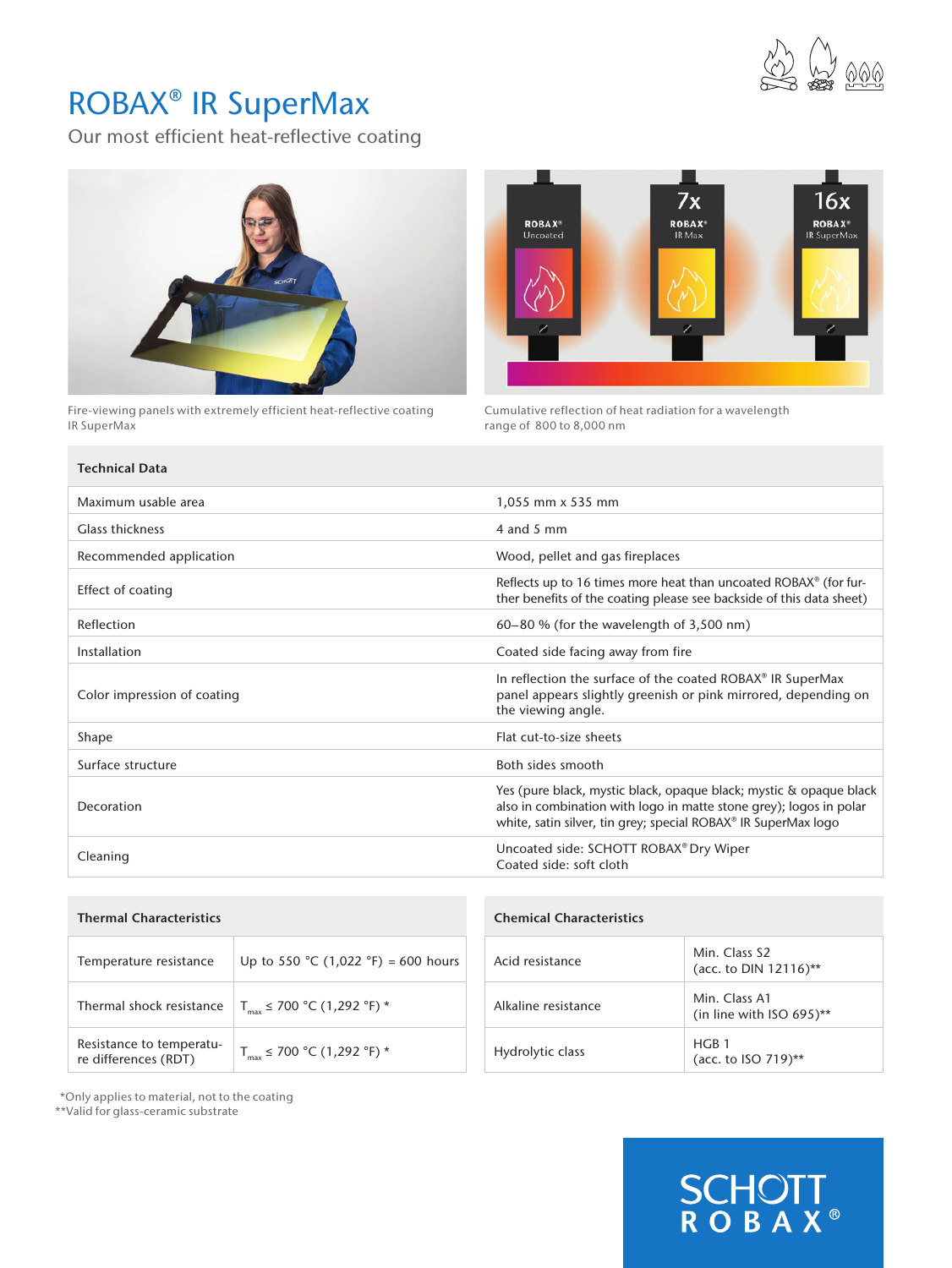# ROBAX® IR SuperMax

Our most efficient heat-reflective coating

Fire-viewing panels with extremely efficient heat-reflective coating IR SuperMax

Cumulative reflection of heat radiation for a wavelength range of 800 to 8,000 nm

| Technical Data | |
|---|---|
| Maximum usable area | 1,055 mm x 535 mm |
| Glass thickness | 4 and 5 mm |
| Recommended application | Wood, pellet and gas fireplaces |
| Effect of coating | Reflects up to 16 times more heat than uncoated ROBAX® (for further benefits of the coating please see backside of this data sheet) |
| Reflection | 60–80 % (for the wavelength of 3,500 nm) |
| Installation | Coated side facing away from fire |
| Color impression of coating | In reflection the surface of the coated ROBAX® IR SuperMax panel appears slightly greenish or pink mirrored, depending on the viewing angle. |
| Shape | Flat cut-to-size sheets |
| Surface structure | Both sides smooth |
| Decoration | Yes (pure black, mystic black, opaque black; mystic & opaque black also in combination with logo in matte stone grey); logos in polar white, satin silver, tin grey; special ROBAX® IR SuperMax logo |
| Cleaning | Uncoated side: SCHOTT ROBAX® Dry Wiper<br>Coated side: soft cloth |

| Thermal Characteristics | |
|---|---|
| Temperature resistance | Up to 550 °C (1,022 °F) = 600 hours |
| Thermal shock resistance | $T_{max}$ ≤ 700 °C (1,292 °F) * |
| Resistance to temperature differences (RDT) | $T_{max}$ ≤ 700 °C (1,292 °F) * |

| Chemical Characteristics | |
|---|---|
| Acid resistance | Min. Class S2<br>(acc. to DIN 12116)** |
| Alkaline resistance | Min. Class A1<br>(in line with ISO 695)** |
| Hydrolytic class | HGB 1<br>(acc. to ISO 719)** |

*Only applies to material, not to the coating
**Valid for glass-ceramic substrate

SCHOTT ROBAX®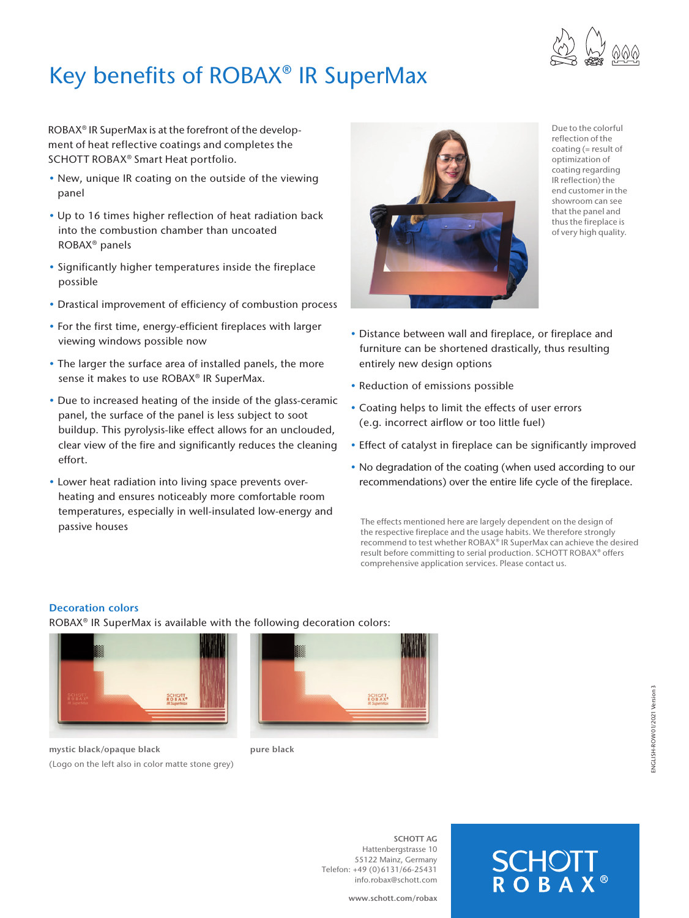# Key benefits of ROBAX® IR SuperMax

ROBAX® IR SuperMax is at the forefront of the development of heat reflective coatings and completes the SCHOTT ROBAX® Smart Heat portfolio.

- New, unique IR coating on the outside of the viewing panel
- Up to 16 times higher reflection of heat radiation back into the combustion chamber than uncoated ROBAX® panels
- Significantly higher temperatures inside the fireplace possible
- Drastical improvement of efficiency of combustion process
- For the first time, energy-efficient fireplaces with larger viewing windows possible now
- The larger the surface area of installed panels, the more sense it makes to use ROBAX® IR SuperMax.
- Due to increased heating of the inside of the glass-ceramic panel, the surface of the panel is less subject to soot buildup. This pyrolysis-like effect allows for an unclouded, clear view of the fire and significantly reduces the cleaning effort.
- Lower heat radiation into living space prevents overheating and ensures noticeably more comfortable room temperatures, especially in well-insulated low-energy and passive houses

Due to the colorful reflection of the coating (= result of optimization of coating regarding IR reflection) the end customer in the showroom can see that the panel and thus the fireplace is of very high quality.

- Distance between wall and fireplace, or fireplace and furniture can be shortened drastically, thus resulting entirely new design options
- Reduction of emissions possible
- Coating helps to limit the effects of user errors (e.g. incorrect airflow or too little fuel)
- Effect of catalyst in fireplace can be significantly improved
- No degradation of the coating (when used according to our recommendations) over the entire life cycle of the fireplace.

The effects mentioned here are largely dependent on the design of the respective fireplace and the usage habits. We therefore strongly recommend to test whether ROBAX® IR SuperMax can achieve the desired result before committing to serial production. SCHOTT ROBAX® offers comprehensive application services. Please contact us.

### Decoration colors

ROBAX® IR SuperMax is available with the following decoration colors:

**mystic black/opaque black**
(Logo on the left also in color matte stone grey)

**pure black**

ENGLISH-ROW01/2021 Version 3

**SCHOTT AG**
Hattenbergstrasse 10
55122 Mainz, Germany
Telefon: +49 (0)6131/66-25431
info.robax@schott.com

www.schott.com/robax